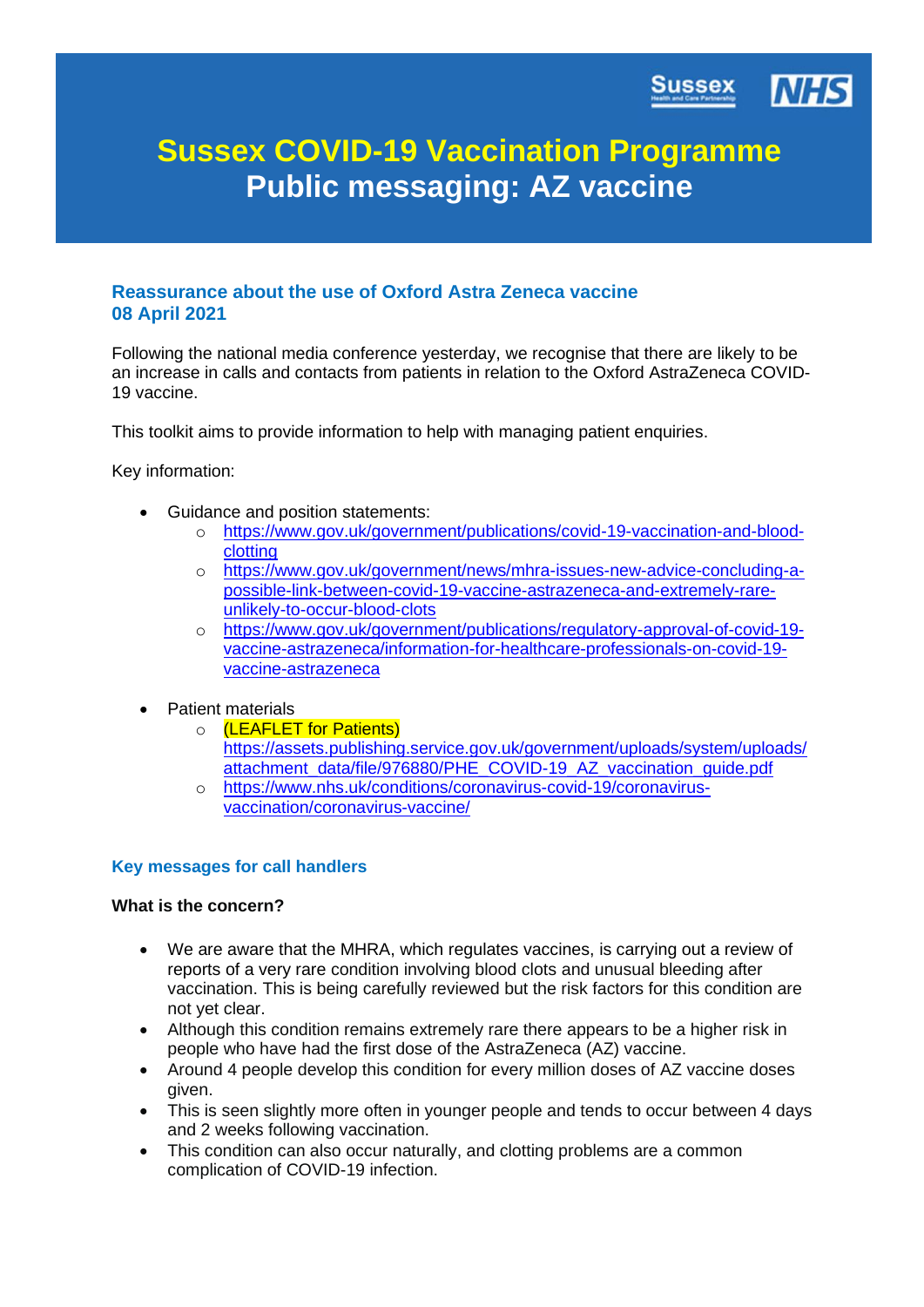# Sussex COVID-19 Vaccination Programme
# Public messaging: AZ vaccine

## Reassurance about the use of Oxford Astra Zeneca vaccine
## 08 April 2021

Following the national media conference yesterday, we recognise that there are likely to be an increase in calls and contacts from patients in relation to the Oxford AstraZeneca COVID-19 vaccine.

This toolkit aims to provide information to help with managing patient enquiries.

Key information:

- Guidance and position statements:
  - https://www.gov.uk/government/publications/covid-19-vaccination-and-blood-clotting
  - https://www.gov.uk/government/news/mhra-issues-new-advice-concluding-a-possible-link-between-covid-19-vaccine-astrazeneca-and-extremely-rare-unlikely-to-occur-blood-clots
  - https://www.gov.uk/government/publications/regulatory-approval-of-covid-19-vaccine-astrazeneca/information-for-healthcare-professionals-on-covid-19-vaccine-astrazeneca

- Patient materials
  - (LEAFLET for Patients) https://assets.publishing.service.gov.uk/government/uploads/system/uploads/attachment_data/file/976880/PHE_COVID-19_AZ_vaccination_guide.pdf
  - https://www.nhs.uk/conditions/coronavirus-covid-19/coronavirus-vaccination/coronavirus-vaccine/

## Key messages for call handlers

**What is the concern?**

- We are aware that the MHRA, which regulates vaccines, is carrying out a review of reports of a very rare condition involving blood clots and unusual bleeding after vaccination. This is being carefully reviewed but the risk factors for this condition are not yet clear.
- Although this condition remains extremely rare there appears to be a higher risk in people who have had the first dose of the AstraZeneca (AZ) vaccine.
- Around 4 people develop this condition for every million doses of AZ vaccine doses given.
- This is seen slightly more often in younger people and tends to occur between 4 days and 2 weeks following vaccination.
- This condition can also occur naturally, and clotting problems are a common complication of COVID-19 infection.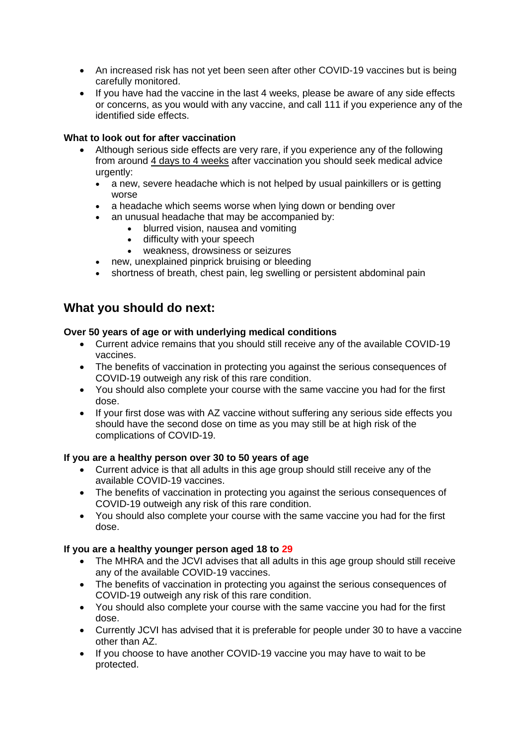- An increased risk has not yet been seen after other COVID-19 vaccines but is being carefully monitored.
- If you have had the vaccine in the last 4 weeks, please be aware of any side effects or concerns, as you would with any vaccine, and call 111 if you experience any of the identified side effects.

**What to look out for after vaccination**

- Although serious side effects are very rare, if you experience any of the following from around 4 days to 4 weeks after vaccination you should seek medical advice urgently:
  - a new, severe headache which is not helped by usual painkillers or is getting worse
  - a headache which seems worse when lying down or bending over
  - an unusual headache that may be accompanied by:
    - blurred vision, nausea and vomiting
    - difficulty with your speech
    - weakness, drowsiness or seizures
  - new, unexplained pinprick bruising or bleeding
  - shortness of breath, chest pain, leg swelling or persistent abdominal pain

## What you should do next:

**Over 50 years of age or with underlying medical conditions**

- Current advice remains that you should still receive any of the available COVID-19 vaccines.
- The benefits of vaccination in protecting you against the serious consequences of COVID-19 outweigh any risk of this rare condition.
- You should also complete your course with the same vaccine you had for the first dose.
- If your first dose was with AZ vaccine without suffering any serious side effects you should have the second dose on time as you may still be at high risk of the complications of COVID-19.

**If you are a healthy person over 30 to 50 years of age**

- Current advice is that all adults in this age group should still receive any of the available COVID-19 vaccines.
- The benefits of vaccination in protecting you against the serious consequences of COVID-19 outweigh any risk of this rare condition.
- You should also complete your course with the same vaccine you had for the first dose.

**If you are a healthy younger person aged 18 to 29**

- The MHRA and the JCVI advises that all adults in this age group should still receive any of the available COVID-19 vaccines.
- The benefits of vaccination in protecting you against the serious consequences of COVID-19 outweigh any risk of this rare condition.
- You should also complete your course with the same vaccine you had for the first dose.
- Currently JCVI has advised that it is preferable for people under 30 to have a vaccine other than AZ.
- If you choose to have another COVID-19 vaccine you may have to wait to be protected.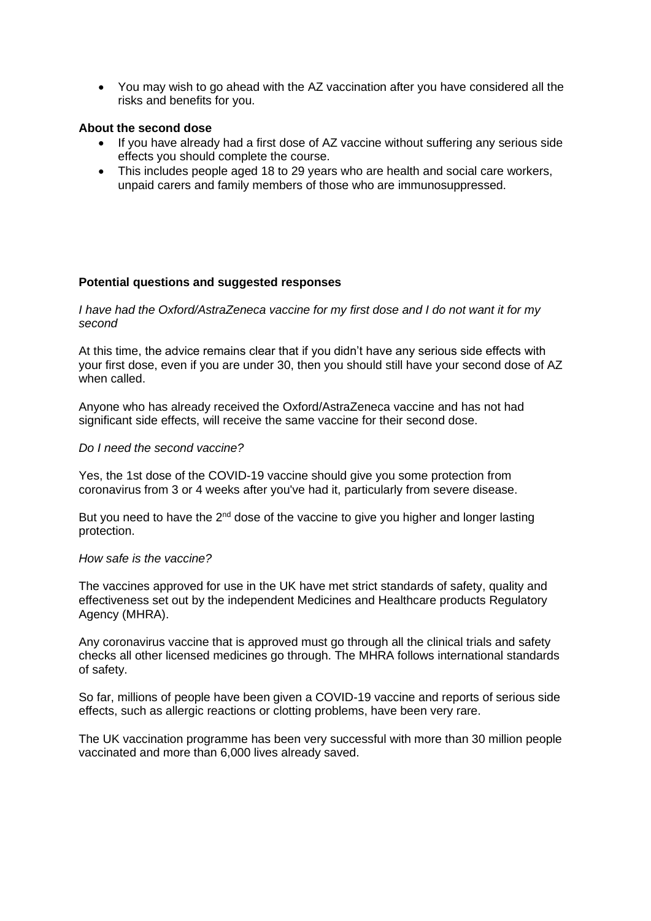- You may wish to go ahead with the AZ vaccination after you have considered all the risks and benefits for you.

**About the second dose**

- If you have already had a first dose of AZ vaccine without suffering any serious side effects you should complete the course.
- This includes people aged 18 to 29 years who are health and social care workers, unpaid carers and family members of those who are immunosuppressed.

**Potential questions and suggested responses**

*I have had the Oxford/AstraZeneca vaccine for my first dose and I do not want it for my second*

At this time, the advice remains clear that if you didn't have any serious side effects with your first dose, even if you are under 30, then you should still have your second dose of AZ when called.

Anyone who has already received the Oxford/AstraZeneca vaccine and has not had significant side effects, will receive the same vaccine for their second dose.

*Do I need the second vaccine?*

Yes, the 1st dose of the COVID-19 vaccine should give you some protection from coronavirus from 3 or 4 weeks after you've had it, particularly from severe disease.

But you need to have the 2nd dose of the vaccine to give you higher and longer lasting protection.

*How safe is the vaccine?*

The vaccines approved for use in the UK have met strict standards of safety, quality and effectiveness set out by the independent Medicines and Healthcare products Regulatory Agency (MHRA).

Any coronavirus vaccine that is approved must go through all the clinical trials and safety checks all other licensed medicines go through. The MHRA follows international standards of safety.

So far, millions of people have been given a COVID-19 vaccine and reports of serious side effects, such as allergic reactions or clotting problems, have been very rare.

The UK vaccination programme has been very successful with more than 30 million people vaccinated and more than 6,000 lives already saved.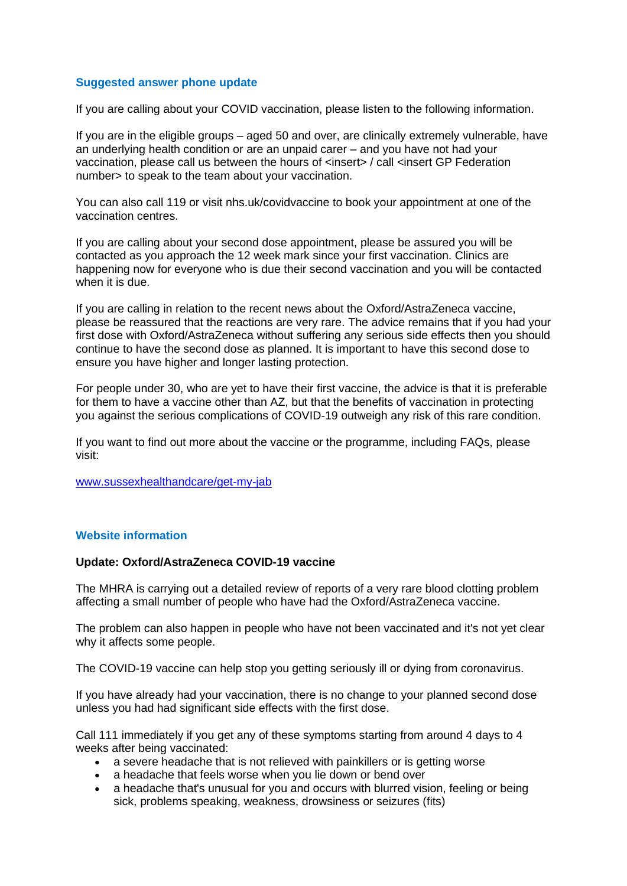## Suggested answer phone update

If you are calling about your COVID vaccination, please listen to the following information.

If you are in the eligible groups – aged 50 and over, are clinically extremely vulnerable, have an underlying health condition or are an unpaid carer – and you have not had your vaccination, please call us between the hours of <insert> / call <insert GP Federation number> to speak to the team about your vaccination.

You can also call 119 or visit nhs.uk/covidvaccine to book your appointment at one of the vaccination centres.

If you are calling about your second dose appointment, please be assured you will be contacted as you approach the 12 week mark since your first vaccination. Clinics are happening now for everyone who is due their second vaccination and you will be contacted when it is due.

If you are calling in relation to the recent news about the Oxford/AstraZeneca vaccine, please be reassured that the reactions are very rare. The advice remains that if you had your first dose with Oxford/AstraZeneca without suffering any serious side effects then you should continue to have the second dose as planned. It is important to have this second dose to ensure you have higher and longer lasting protection.

For people under 30, who are yet to have their first vaccine, the advice is that it is preferable for them to have a vaccine other than AZ, but that the benefits of vaccination in protecting you against the serious complications of COVID-19 outweigh any risk of this rare condition.

If you want to find out more about the vaccine or the programme, including FAQs, please visit:

[www.sussexhealthandcare/get-my-jab](www.sussexhealthandcare/get-my-jab)

## Website information

**Update: Oxford/AstraZeneca COVID-19 vaccine**

The MHRA is carrying out a detailed review of reports of a very rare blood clotting problem affecting a small number of people who have had the Oxford/AstraZeneca vaccine.

The problem can also happen in people who have not been vaccinated and it's not yet clear why it affects some people.

The COVID-19 vaccine can help stop you getting seriously ill or dying from coronavirus.

If you have already had your vaccination, there is no change to your planned second dose unless you had had significant side effects with the first dose.

Call 111 immediately if you get any of these symptoms starting from around 4 days to 4 weeks after being vaccinated:

- a severe headache that is not relieved with painkillers or is getting worse
- a headache that feels worse when you lie down or bend over
- a headache that's unusual for you and occurs with blurred vision, feeling or being sick, problems speaking, weakness, drowsiness or seizures (fits)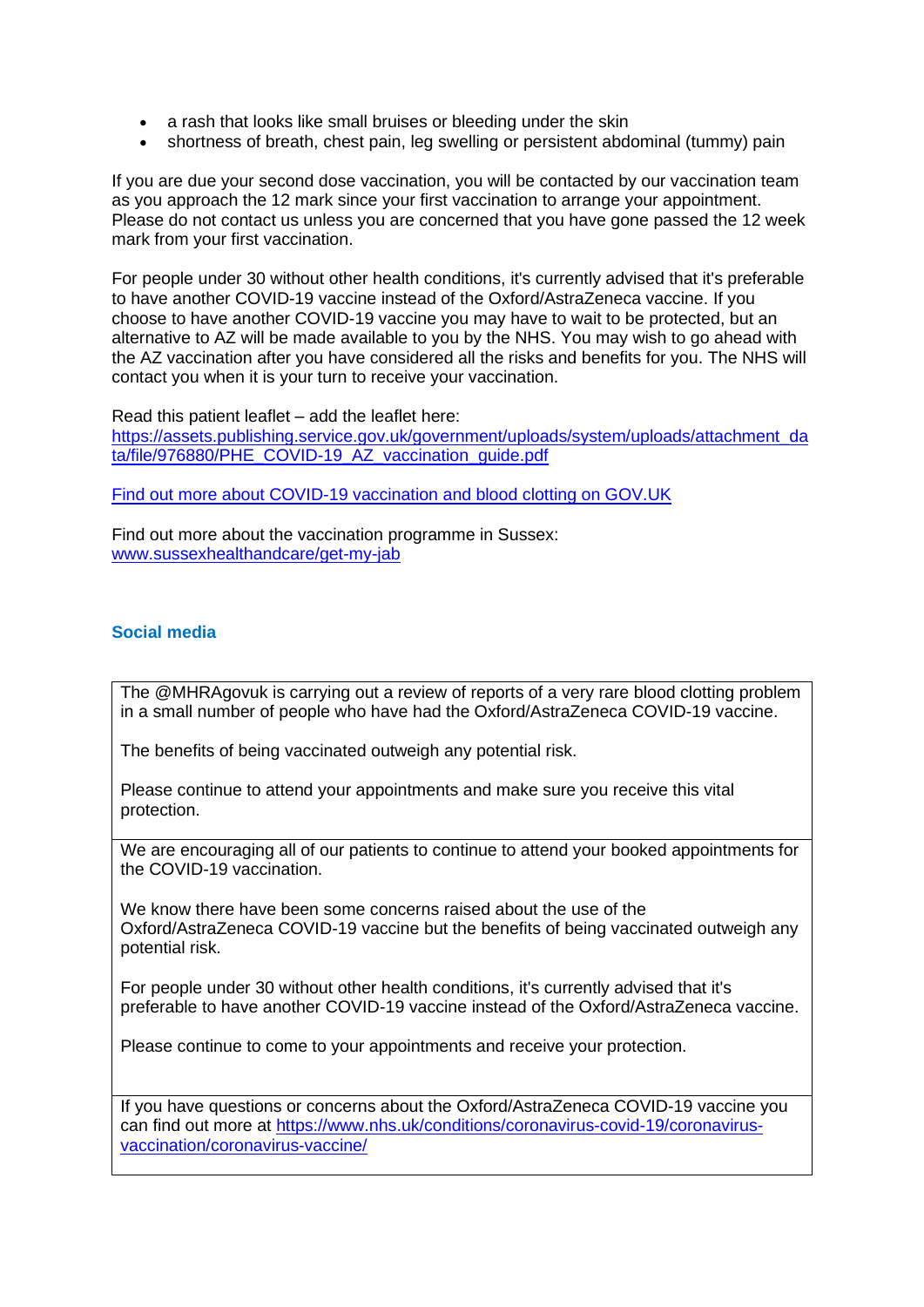- a rash that looks like small bruises or bleeding under the skin
- shortness of breath, chest pain, leg swelling or persistent abdominal (tummy) pain

If you are due your second dose vaccination, you will be contacted by our vaccination team as you approach the 12 mark since your first vaccination to arrange your appointment. Please do not contact us unless you are concerned that you have gone passed the 12 week mark from your first vaccination.

For people under 30 without other health conditions, it's currently advised that it's preferable to have another COVID-19 vaccine instead of the Oxford/AstraZeneca vaccine. If you choose to have another COVID-19 vaccine you may have to wait to be protected, but an alternative to AZ will be made available to you by the NHS. You may wish to go ahead with the AZ vaccination after you have considered all the risks and benefits for you. The NHS will contact you when it is your turn to receive your vaccination.

Read this patient leaflet – add the leaflet here:
[https://assets.publishing.service.gov.uk/government/uploads/system/uploads/attachment_data/file/976880/PHE_COVID-19_AZ_vaccination_guide.pdf](https://assets.publishing.service.gov.uk/government/uploads/system/uploads/attachment_data/file/976880/PHE_COVID-19_AZ_vaccination_guide.pdf)

[Find out more about COVID-19 vaccination and blood clotting on GOV.UK]()

Find out more about the vaccination programme in Sussex:
[www.sussexhealthandcare/get-my-jab](www.sussexhealthandcare/get-my-jab)

### Social media

| |
|---|
| The @MHRAgovuk is carrying out a review of reports of a very rare blood clotting problem in a small number of people who have had the Oxford/AstraZeneca COVID-19 vaccine.<br><br>The benefits of being vaccinated outweigh any potential risk.<br><br>Please continue to attend your appointments and make sure you receive this vital protection. |
| We are encouraging all of our patients to continue to attend your booked appointments for the COVID-19 vaccination.<br><br>We know there have been some concerns raised about the use of the Oxford/AstraZeneca COVID-19 vaccine but the benefits of being vaccinated outweigh any potential risk.<br><br>For people under 30 without other health conditions, it's currently advised that it's preferable to have another COVID-19 vaccine instead of the Oxford/AstraZeneca vaccine.<br><br>Please continue to come to your appointments and receive your protection. |
| If you have questions or concerns about the Oxford/AstraZeneca COVID-19 vaccine you can find out more at [https://www.nhs.uk/conditions/coronavirus-covid-19/coronavirus-vaccination/coronavirus-vaccine/](https://www.nhs.uk/conditions/coronavirus-covid-19/coronavirus-vaccination/coronavirus-vaccine/) |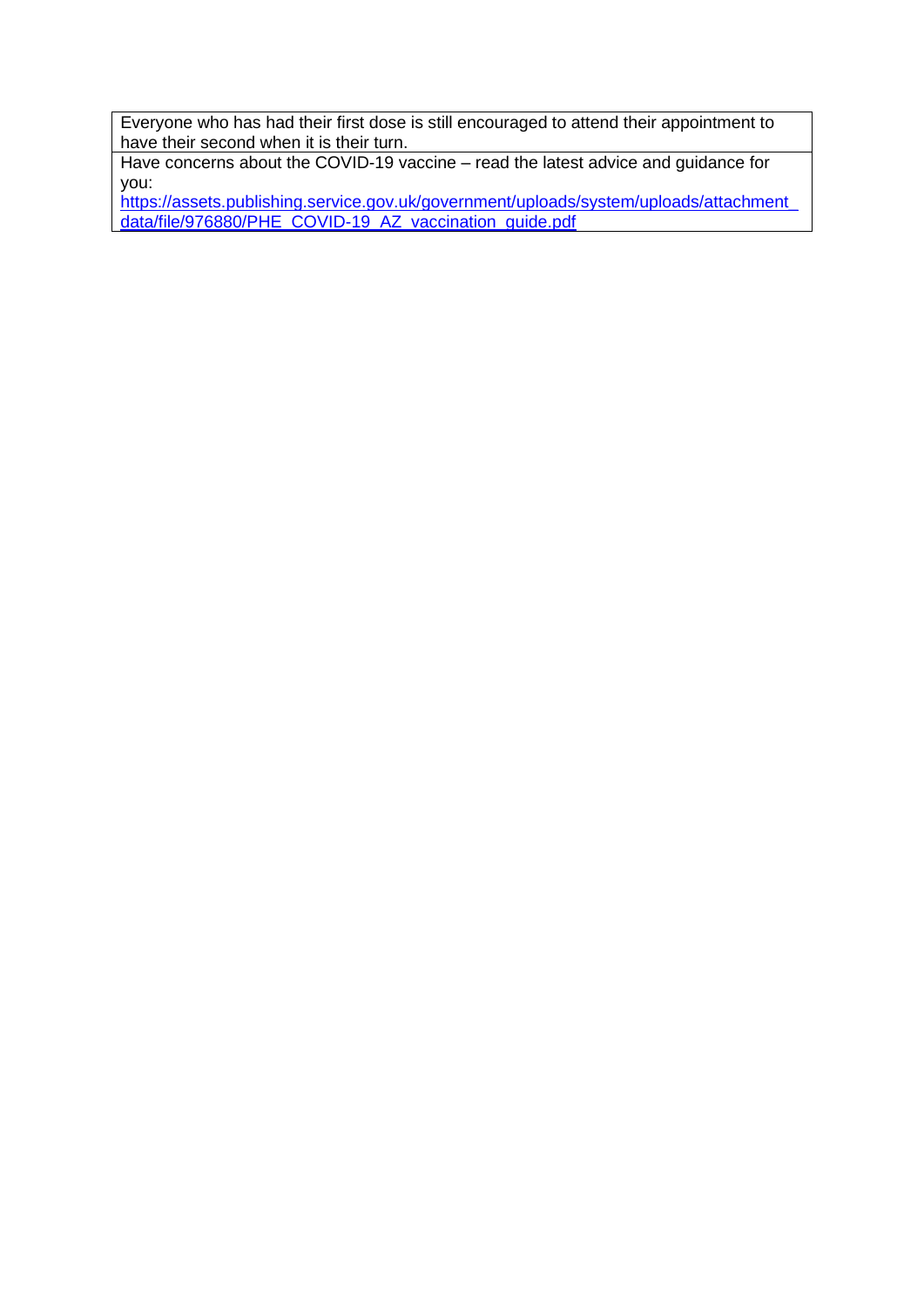| |
|---|
| Everyone who has had their first dose is still encouraged to attend their appointment to have their second when it is their turn. |
| Have concerns about the COVID-19 vaccine – read the latest advice and guidance for you: https://assets.publishing.service.gov.uk/government/uploads/system/uploads/attachment_data/file/976880/PHE_COVID-19_AZ_vaccination_guide.pdf |